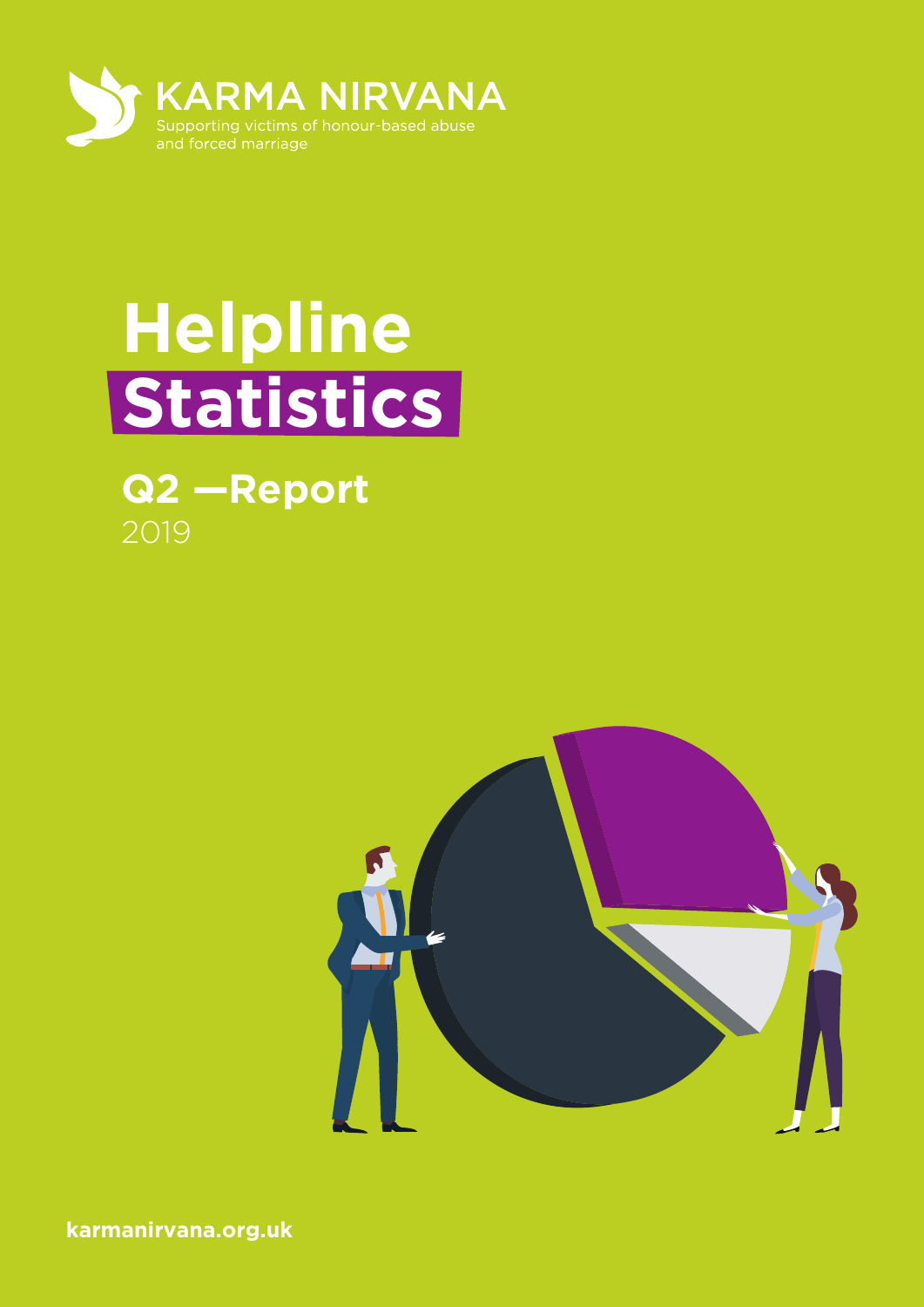KARMA NIRVANA

Supporting victims of honour-based abuse and forced marriage

# Helpline Statistics

## Q2 —Report

2019

karmanirvana.org.uk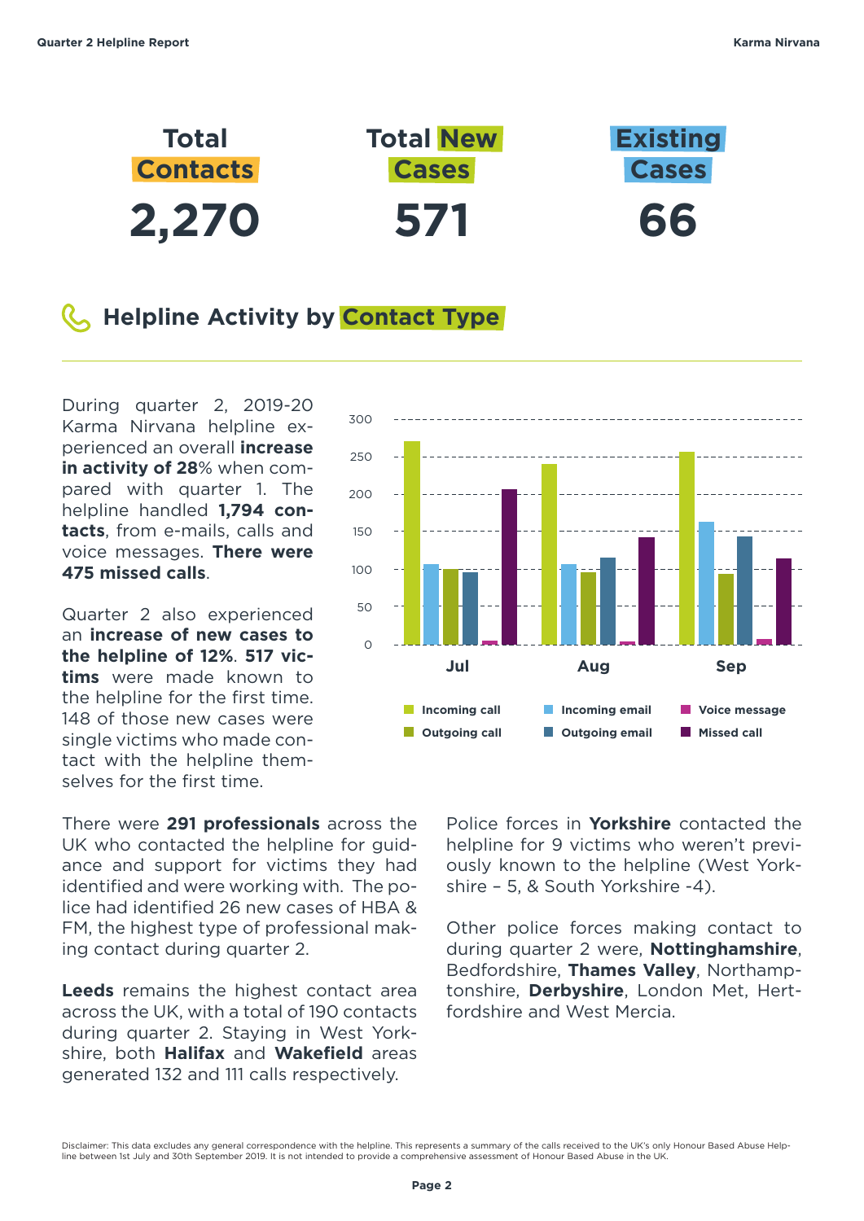**Total Contacts**
**2,270**

**Total New Cases**
**571**

**Existing Cases**
**66**

## Helpline Activity by Contact Type

During quarter 2, 2019-20 Karma Nirvana helpline experienced an overall **increase in activity of 28**% when compared with quarter 1. The helpline handled **1,794 contacts**, from e-mails, calls and voice messages. **There were 475 missed calls**.

Quarter 2 also experienced an **increase of new cases to the helpline of 12%**. **517 victims** were made known to the helpline for the first time. 148 of those new cases were single victims who made contact with the helpline themselves for the first time.

There were **291 professionals** across the UK who contacted the helpline for guidance and support for victims they had identified and were working with. The police had identified 26 new cases of HBA & FM, the highest type of professional making contact during quarter 2.

**Leeds** remains the highest contact area across the UK, with a total of 190 contacts during quarter 2. Staying in West Yorkshire, both **Halifax** and **Wakefield** areas generated 132 and 111 calls respectively.

Police forces in **Yorkshire** contacted the helpline for 9 victims who weren't previously known to the helpline (West Yorkshire – 5, & South Yorkshire -4).

Other police forces making contact to during quarter 2 were, **Nottinghamshire**, Bedfordshire, **Thames Valley**, Northamptonshire, **Derbyshire**, London Met, Hertfordshire and West Mercia.

Disclaimer: This data excludes any general correspondence with the helpline. This represents a summary of the calls received to the UK's only Honour Based Abuse Helpline between 1st July and 30th September 2019. It is not intended to provide a comprehensive assessment of Honour Based Abuse in the UK.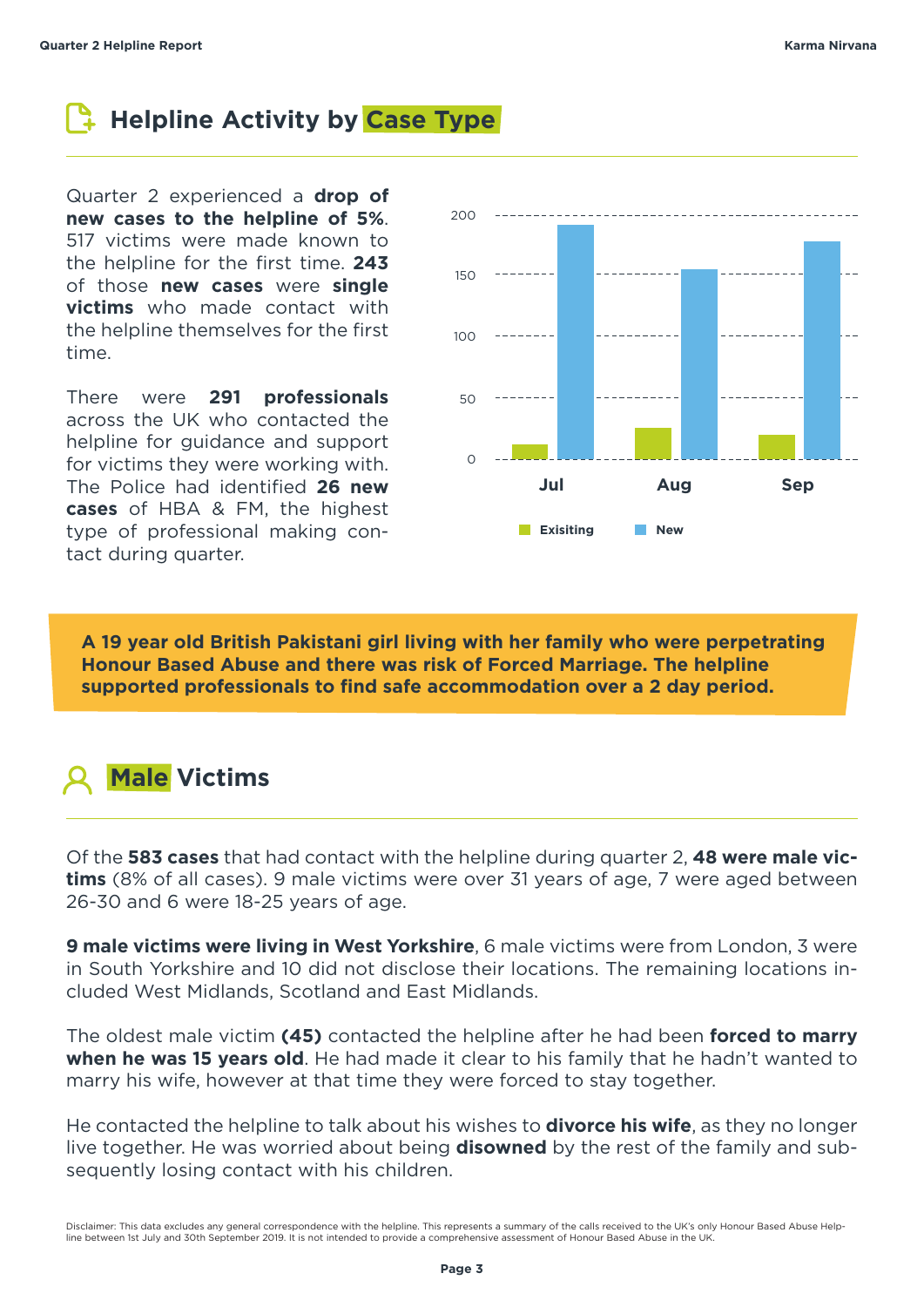## Helpline Activity by Case Type

Quarter 2 experienced a **drop of new cases to the helpline of 5%**. 517 victims were made known to the helpline for the first time. **243** of those **new cases** were **single victims** who made contact with the helpline themselves for the first time.

There were **291 professionals** across the UK who contacted the helpline for guidance and support for victims they were working with. The Police had identified **26 new cases** of HBA & FM, the highest type of professional making contact during quarter.

**A 19 year old British Pakistani girl living with her family who were perpetrating Honour Based Abuse and there was risk of Forced Marriage. The helpline supported professionals to find safe accommodation over a 2 day period.**

## Male Victims

Of the **583 cases** that had contact with the helpline during quarter 2, **48 were male victims** (8% of all cases). 9 male victims were over 31 years of age, 7 were aged between 26-30 and 6 were 18-25 years of age.

**9 male victims were living in West Yorkshire**, 6 male victims were from London, 3 were in South Yorkshire and 10 did not disclose their locations. The remaining locations included West Midlands, Scotland and East Midlands.

The oldest male victim **(45)** contacted the helpline after he had been **forced to marry when he was 15 years old**. He had made it clear to his family that he hadn't wanted to marry his wife, however at that time they were forced to stay together.

He contacted the helpline to talk about his wishes to **divorce his wife**, as they no longer live together. He was worried about being **disowned** by the rest of the family and subsequently losing contact with his children.

Disclaimer: This data excludes any general correspondence with the helpline. This represents a summary of the calls received to the UK's only Honour Based Abuse Helpline between 1st July and 30th September 2019. It is not intended to provide a comprehensive assessment of Honour Based Abuse in the UK.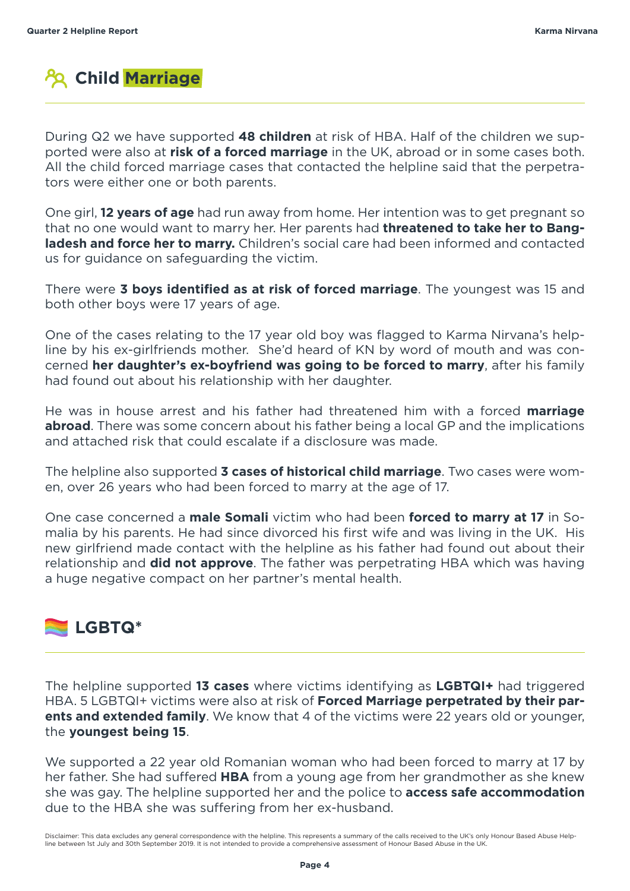## Child Marriage

During Q2 we have supported **48 children** at risk of HBA. Half of the children we supported were also at **risk of a forced marriage** in the UK, abroad or in some cases both. All the child forced marriage cases that contacted the helpline said that the perpetrators were either one or both parents.

One girl, **12 years of age** had run away from home. Her intention was to get pregnant so that no one would want to marry her. Her parents had **threatened to take her to Bangladesh and force her to marry.** Children's social care had been informed and contacted us for guidance on safeguarding the victim.

There were **3 boys identified as at risk of forced marriage**. The youngest was 15 and both other boys were 17 years of age.

One of the cases relating to the 17 year old boy was flagged to Karma Nirvana's helpline by his ex-girlfriends mother. She'd heard of KN by word of mouth and was concerned **her daughter's ex-boyfriend was going to be forced to marry**, after his family had found out about his relationship with her daughter.

He was in house arrest and his father had threatened him with a forced **marriage abroad**. There was some concern about his father being a local GP and the implications and attached risk that could escalate if a disclosure was made.

The helpline also supported **3 cases of historical child marriage**. Two cases were women, over 26 years who had been forced to marry at the age of 17.

One case concerned a **male Somali** victim who had been **forced to marry at 17** in Somalia by his parents. He had since divorced his first wife and was living in the UK. His new girlfriend made contact with the helpline as his father had found out about their relationship and **did not approve**. The father was perpetrating HBA which was having a huge negative compact on her partner's mental health.

## LGBTQ*

The helpline supported **13 cases** where victims identifying as **LGBTQI+** had triggered HBA. 5 LGBTQI+ victims were also at risk of **Forced Marriage perpetrated by their parents and extended family**. We know that 4 of the victims were 22 years old or younger, the **youngest being 15**.

We supported a 22 year old Romanian woman who had been forced to marry at 17 by her father. She had suffered **HBA** from a young age from her grandmother as she knew she was gay. The helpline supported her and the police to **access safe accommodation** due to the HBA she was suffering from her ex-husband.

Disclaimer: This data excludes any general correspondence with the helpline. This represents a summary of the calls received to the UK's only Honour Based Abuse Helpline between 1st July and 30th September 2019. It is not intended to provide a comprehensive assessment of Honour Based Abuse in the UK.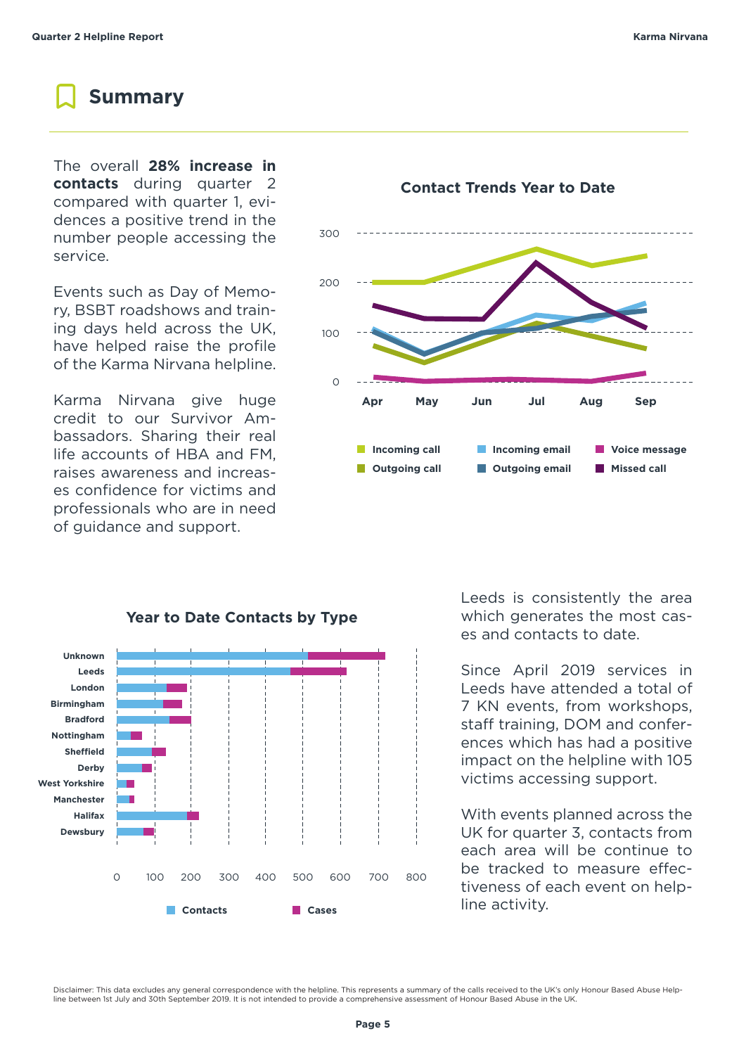# Summary

The overall **28% increase in contacts** during quarter 2 compared with quarter 1, evidences a positive trend in the number people accessing the service.

Events such as Day of Memory, BSBT roadshows and training days held across the UK, have helped raise the profile of the Karma Nirvana helpline.

Karma Nirvana give huge credit to our Survivor Ambassadors. Sharing their real life accounts of HBA and FM, raises awareness and increases confidence for victims and professionals who are in need of guidance and support.

**Contact Trends Year to Date**

Legend: Incoming call, Outgoing call, Incoming email, Outgoing email, Voice message, Missed call

**Year to Date Contacts by Type**

Areas: Unknown, Leeds, London, Birmingham, Bradford, Nottingham, Sheffield, Derby, West Yorkshire, Manchester, Halifax, Dewsbury

Legend: Contacts, Cases

Leeds is consistently the area which generates the most cases and contacts to date.

Since April 2019 services in Leeds have attended a total of 7 KN events, from workshops, staff training, DOM and conferences which has had a positive impact on the helpline with 105 victims accessing support.

With events planned across the UK for quarter 3, contacts from each area will be continue to be tracked to measure effectiveness of each event on helpline activity.

Disclaimer: This data excludes any general correspondence with the helpline. This represents a summary of the calls received to the UK's only Honour Based Abuse Helpline between 1st July and 30th September 2019. It is not intended to provide a comprehensive assessment of Honour Based Abuse in the UK.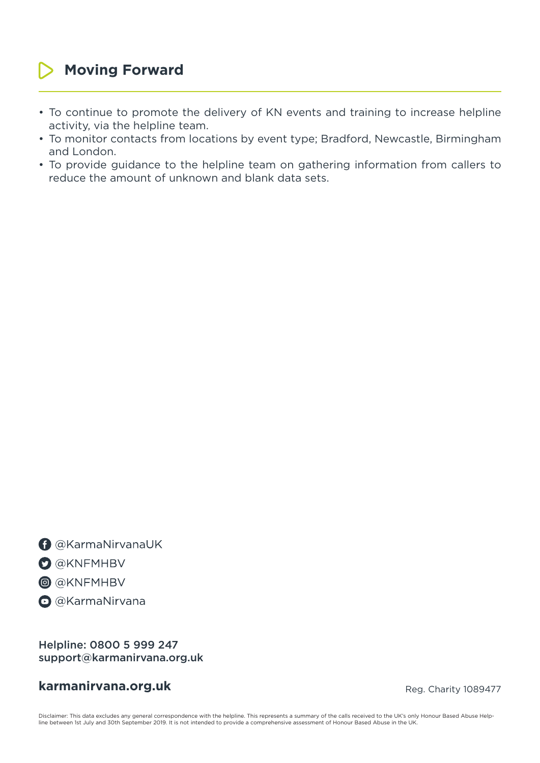## Moving Forward

- To continue to promote the delivery of KN events and training to increase helpline activity, via the helpline team.
- To monitor contacts from locations by event type; Bradford, Newcastle, Birmingham and London.
- To provide guidance to the helpline team on gathering information from callers to reduce the amount of unknown and blank data sets.

@KarmaNirvanaUK

@KNFMHBV

@KNFMHBV

@KarmaNirvana

Helpline: 0800 5 999 247
support@karmanirvana.org.uk

**karmanirvana.org.uk**

Reg. Charity 1089477

Disclaimer: This data excludes any general correspondence with the helpline. This represents a summary of the calls received to the UK's only Honour Based Abuse Helpline between 1st July and 30th September 2019. It is not intended to provide a comprehensive assessment of Honour Based Abuse in the UK.